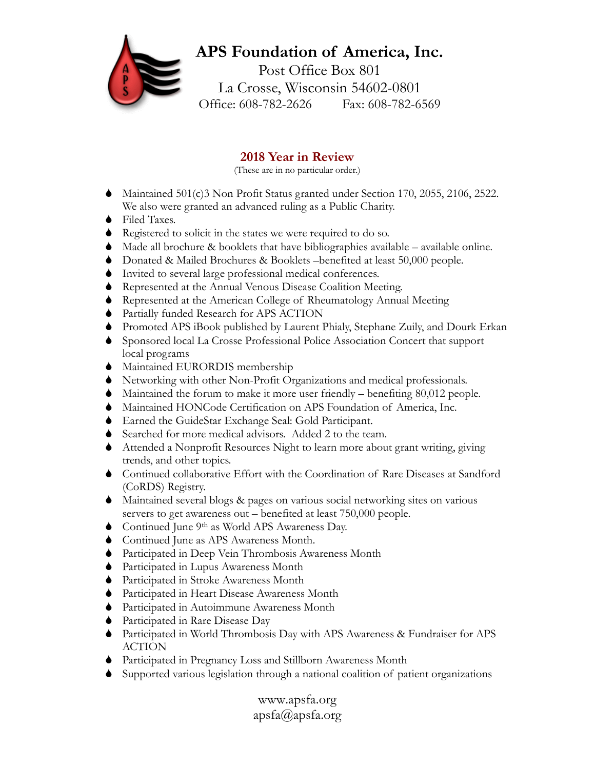# APS Foundation of America, Inc.

Post Office Box 801
La Crosse, Wisconsin 54602-0801
Office: 608-782-2626 Fax: 608-782-6569

## 2018 Year in Review

(These are in no particular order.)

- Maintained 501(c)3 Non Profit Status granted under Section 170, 2055, 2106, 2522. We also were granted an advanced ruling as a Public Charity.
- Filed Taxes.
- Registered to solicit in the states we were required to do so.
- Made all brochure & booklets that have bibliographies available – available online.
- Donated & Mailed Brochures & Booklets –benefited at least 50,000 people.
- Invited to several large professional medical conferences.
- Represented at the Annual Venous Disease Coalition Meeting.
- Represented at the American College of Rheumatology Annual Meeting
- Partially funded Research for APS ACTION
- Promoted APS iBook published by Laurent Phialy, Stephane Zuily, and Dourk Erkan
- Sponsored local La Crosse Professional Police Association Concert that support local programs
- Maintained EURORDIS membership
- Networking with other Non-Profit Organizations and medical professionals.
- Maintained the forum to make it more user friendly – benefiting 80,012 people.
- Maintained HONCode Certification on APS Foundation of America, Inc.
- Earned the GuideStar Exchange Seal: Gold Participant.
- Searched for more medical advisors. Added 2 to the team.
- Attended a Nonprofit Resources Night to learn more about grant writing, giving trends, and other topics.
- Continued collaborative Effort with the Coordination of Rare Diseases at Sandford (CoRDS) Registry.
- Maintained several blogs & pages on various social networking sites on various servers to get awareness out – benefited at least 750,000 people.
- Continued June 9th as World APS Awareness Day.
- Continued June as APS Awareness Month.
- Participated in Deep Vein Thrombosis Awareness Month
- Participated in Lupus Awareness Month
- Participated in Stroke Awareness Month
- Participated in Heart Disease Awareness Month
- Participated in Autoimmune Awareness Month
- Participated in Rare Disease Day
- Participated in World Thrombosis Day with APS Awareness & Fundraiser for APS ACTION
- Participated in Pregnancy Loss and Stillborn Awareness Month
- Supported various legislation through a national coalition of patient organizations

www.apsfa.org
apsfa@apsfa.org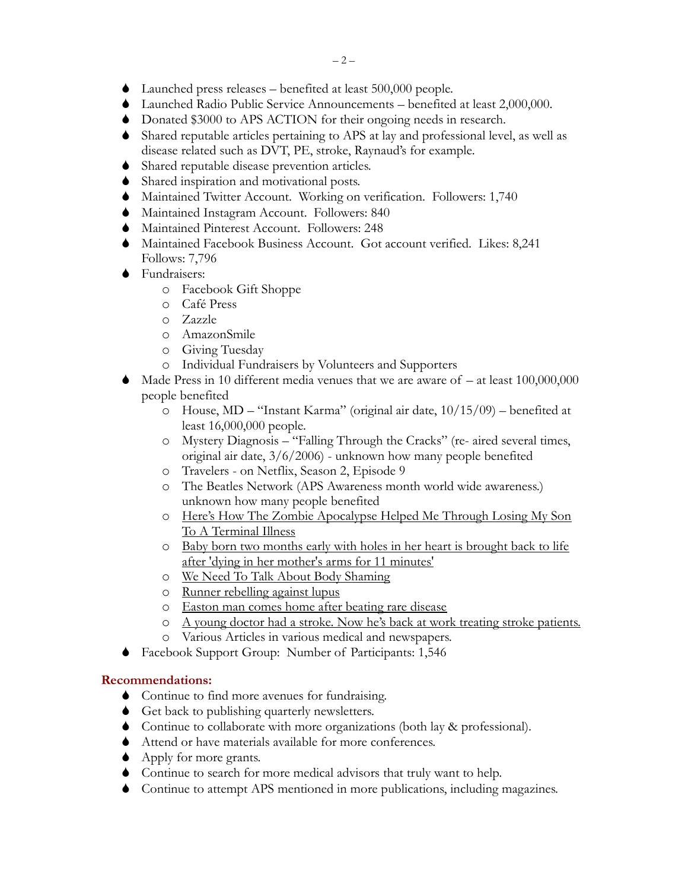- Launched press releases – benefited at least 500,000 people.
- Launched Radio Public Service Announcements – benefited at least 2,000,000.
- Donated $3000 to APS ACTION for their ongoing needs in research.
- Shared reputable articles pertaining to APS at lay and professional level, as well as disease related such as DVT, PE, stroke, Raynaud's for example.
- Shared reputable disease prevention articles.
- Shared inspiration and motivational posts.
- Maintained Twitter Account. Working on verification. Followers: 1,740
- Maintained Instagram Account. Followers: 840
- Maintained Pinterest Account. Followers: 248
- Maintained Facebook Business Account. Got account verified. Likes: 8,241 Follows: 7,796
- Fundraisers:
  - Facebook Gift Shoppe
  - Café Press
  - Zazzle
  - AmazonSmile
  - Giving Tuesday
  - Individual Fundraisers by Volunteers and Supporters
- Made Press in 10 different media venues that we are aware of – at least 100,000,000 people benefited
  - House, MD – "Instant Karma" (original air date, 10/15/09) – benefited at least 16,000,000 people.
  - Mystery Diagnosis – "Falling Through the Cracks" (re- aired several times, original air date, 3/6/2006) - unknown how many people benefited
  - Travelers - on Netflix, Season 2, Episode 9
  - The Beatles Network (APS Awareness month world wide awareness.) unknown how many people benefited
  - Here's How The Zombie Apocalypse Helped Me Through Losing My Son To A Terminal Illness
  - Baby born two months early with holes in her heart is brought back to life after 'dying in her mother's arms for 11 minutes'
  - We Need To Talk About Body Shaming
  - Runner rebelling against lupus
  - Easton man comes home after beating rare disease
  - A young doctor had a stroke. Now he's back at work treating stroke patients.
  - Various Articles in various medical and newspapers.
- Facebook Support Group: Number of Participants: 1,546

## Recommendations:

- Continue to find more avenues for fundraising.
- Get back to publishing quarterly newsletters.
- Continue to collaborate with more organizations (both lay & professional).
- Attend or have materials available for more conferences.
- Apply for more grants.
- Continue to search for more medical advisors that truly want to help.
- Continue to attempt APS mentioned in more publications, including magazines.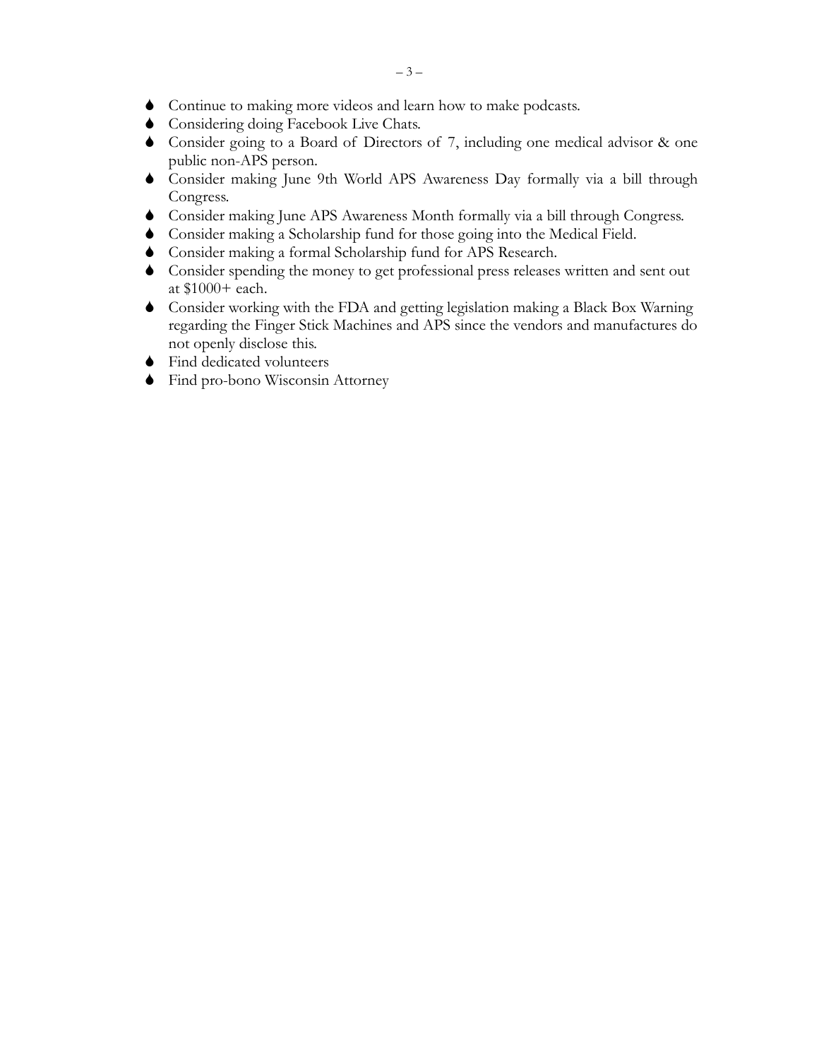- Continue to making more videos and learn how to make podcasts.
- Considering doing Facebook Live Chats.
- Consider going to a Board of Directors of 7, including one medical advisor & one public non-APS person.
- Consider making June 9th World APS Awareness Day formally via a bill through Congress.
- Consider making June APS Awareness Month formally via a bill through Congress.
- Consider making a Scholarship fund for those going into the Medical Field.
- Consider making a formal Scholarship fund for APS Research.
- Consider spending the money to get professional press releases written and sent out at $1000+ each.
- Consider working with the FDA and getting legislation making a Black Box Warning regarding the Finger Stick Machines and APS since the vendors and manufactures do not openly disclose this.
- Find dedicated volunteers
- Find pro-bono Wisconsin Attorney